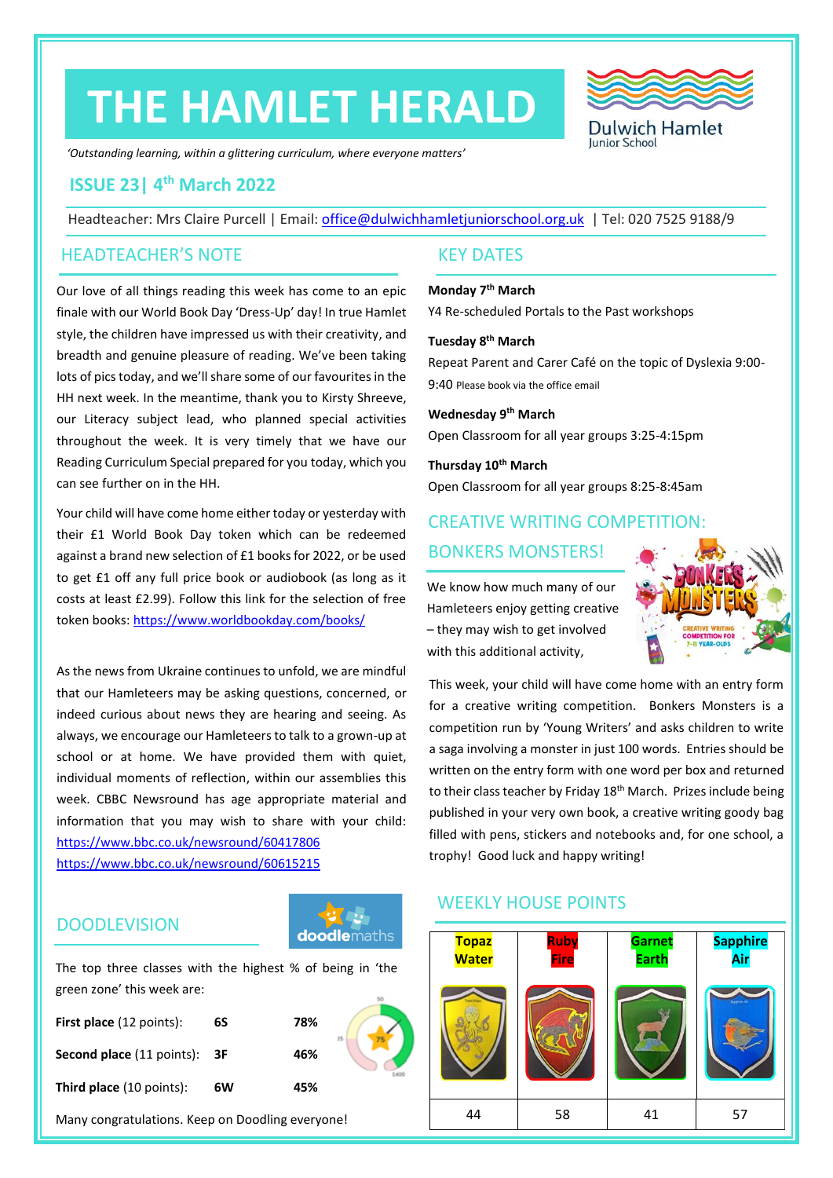# THE HAMLET HERALD

*'Outstanding learning, within a glittering curriculum, where everyone matters'*

## ISSUE 23| 4th March 2022

Headteacher: Mrs Claire Purcell | Email: office@dulwichhamletjuniorschool.org.uk | Tel: 020 7525 9188/9

## HEADTEACHER'S NOTE

Our love of all things reading this week has come to an epic finale with our World Book Day 'Dress-Up' day! In true Hamlet style, the children have impressed us with their creativity, and breadth and genuine pleasure of reading. We've been taking lots of pics today, and we'll share some of our favourites in the HH next week. In the meantime, thank you to Kirsty Shreeve, our Literacy subject lead, who planned special activities throughout the week. It is very timely that we have our Reading Curriculum Special prepared for you today, which you can see further on in the HH.

Your child will have come home either today or yesterday with their £1 World Book Day token which can be redeemed against a brand new selection of £1 books for 2022, or be used to get £1 off any full price book or audiobook (as long as it costs at least £2.99). Follow this link for the selection of free token books: https://www.worldbookday.com/books/

As the news from Ukraine continues to unfold, we are mindful that our Hamleteers may be asking questions, concerned, or indeed curious about news they are hearing and seeing. As always, we encourage our Hamleteers to talk to a grown-up at school or at home. We have provided them with quiet, individual moments of reflection, within our assemblies this week. CBBC Newsround has age appropriate material and information that you may wish to share with your child:
https://www.bbc.co.uk/newsround/60417806
https://www.bbc.co.uk/newsround/60615215

## DOODLEVISION

The top three classes with the highest % of being in 'the green zone' this week are:

| | | |
|---|---|---|
| **First place** (12 points): | **6S** | **78%** |
| **Second place** (11 points): | **3F** | **46%** |
| **Third place** (10 points): | **6W** | **45%** |

Many congratulations. Keep on Doodling everyone!

## KEY DATES

**Monday 7th March**
Y4 Re-scheduled Portals to the Past workshops

**Tuesday 8th March**
Repeat Parent and Carer Café on the topic of Dyslexia 9:00-9:40 Please book via the office email

**Wednesday 9th March**
Open Classroom for all year groups 3:25-4:15pm

**Thursday 10th March**
Open Classroom for all year groups 8:25-8:45am

## CREATIVE WRITING COMPETITION: BONKERS MONSTERS!

We know how much many of our Hamleteers enjoy getting creative – they may wish to get involved with this additional activity,

This week, your child will have come home with an entry form for a creative writing competition. Bonkers Monsters is a competition run by 'Young Writers' and asks children to write a saga involving a monster in just 100 words. Entries should be written on the entry form with one word per box and returned to their class teacher by Friday 18th March. Prizes include being published in your very own book, a creative writing goody bag filled with pens, stickers and notebooks and, for one school, a trophy! Good luck and happy writing!

## WEEKLY HOUSE POINTS

| Topaz Water | Ruby Fire | Garnet Earth | Sapphire Air |
|---|---|---|---|
| 44 | 58 | 41 | 57 |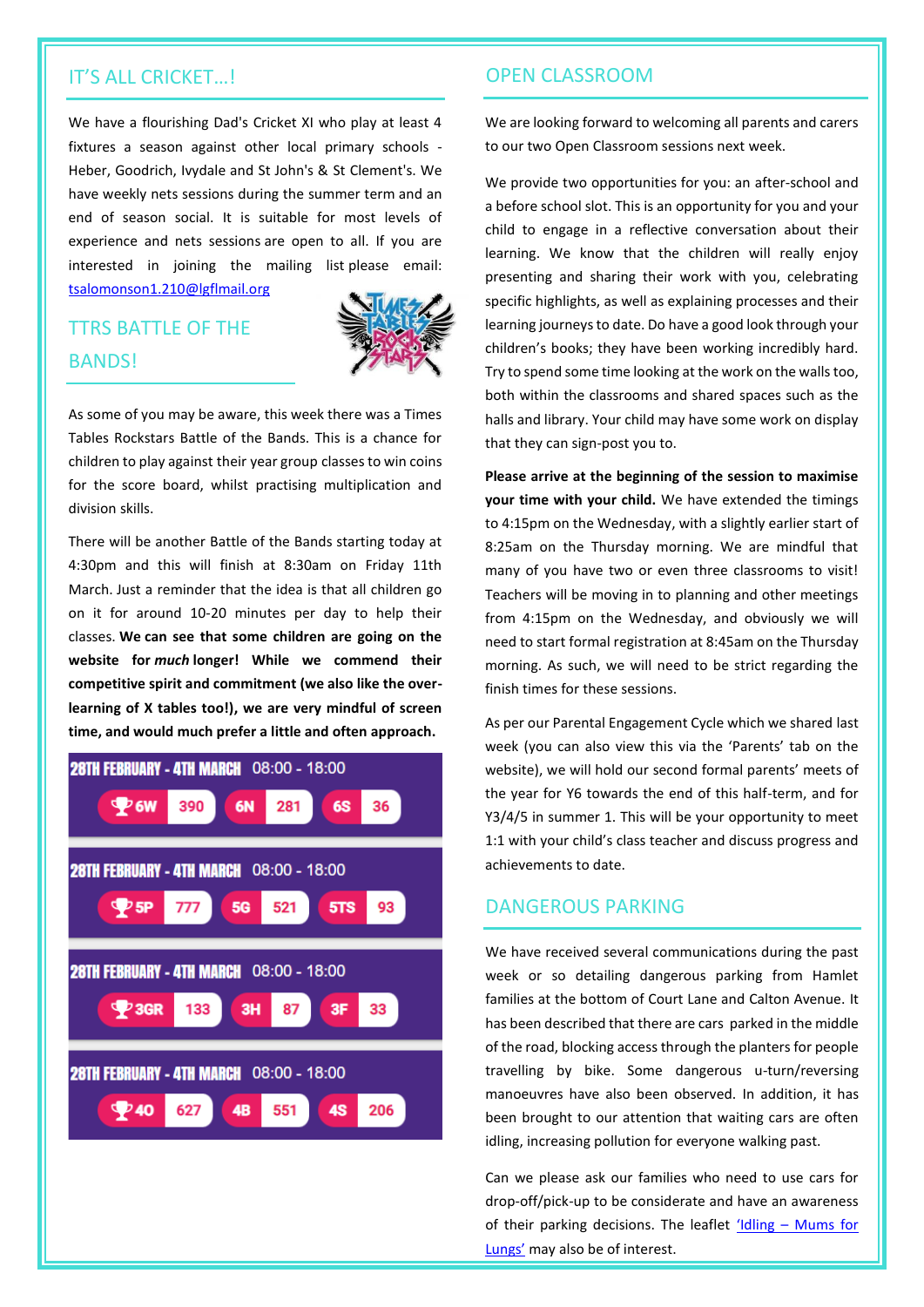## IT'S ALL CRICKET…!

We have a flourishing Dad's Cricket XI who play at least 4 fixtures a season against other local primary schools - Heber, Goodrich, Ivydale and St John's & St Clement's. We have weekly nets sessions during the summer term and an end of season social. It is suitable for most levels of experience and nets sessions are open to all. If you are interested in joining the mailing list please email: tsalomonson1.210@lgflmail.org

## TTRS BATTLE OF THE BANDS!

As some of you may be aware, this week there was a Times Tables Rockstars Battle of the Bands. This is a chance for children to play against their year group classes to win coins for the score board, whilst practising multiplication and division skills.

There will be another Battle of the Bands starting today at 4:30pm and this will finish at 8:30am on Friday 11th March. Just a reminder that the idea is that all children go on it for around 10-20 minutes per day to help their classes. **We can see that some children are going on the website for *much* longer! While we commend their competitive spirit and commitment (we also like the over-learning of X tables too!), we are very mindful of screen time, and would much prefer a little and often approach.**

| 28TH FEBRUARY - 4TH MARCH 08:00 - 18:00 | | |
|---|---|---|
| 6W 390 | 6N 281 | 6S 36 |
| 5P 777 | 5G 521 | 5TS 93 |
| 3GR 133 | 3H 87 | 3F 33 |
| 4O 627 | 4B 551 | 4S 206 |

## OPEN CLASSROOM

We are looking forward to welcoming all parents and carers to our two Open Classroom sessions next week.

We provide two opportunities for you: an after-school and a before school slot. This is an opportunity for you and your child to engage in a reflective conversation about their learning. We know that the children will really enjoy presenting and sharing their work with you, celebrating specific highlights, as well as explaining processes and their learning journeys to date. Do have a good look through your children's books; they have been working incredibly hard. Try to spend some time looking at the work on the walls too, both within the classrooms and shared spaces such as the halls and library. Your child may have some work on display that they can sign-post you to.

**Please arrive at the beginning of the session to maximise your time with your child.** We have extended the timings to 4:15pm on the Wednesday, with a slightly earlier start of 8:25am on the Thursday morning. We are mindful that many of you have two or even three classrooms to visit! Teachers will be moving in to planning and other meetings from 4:15pm on the Wednesday, and obviously we will need to start formal registration at 8:45am on the Thursday morning. As such, we will need to be strict regarding the finish times for these sessions.

As per our Parental Engagement Cycle which we shared last week (you can also view this via the 'Parents' tab on the website), we will hold our second formal parents' meets of the year for Y6 towards the end of this half-term, and for Y3/4/5 in summer 1. This will be your opportunity to meet 1:1 with your child's class teacher and discuss progress and achievements to date.

## DANGEROUS PARKING

We have received several communications during the past week or so detailing dangerous parking from Hamlet families at the bottom of Court Lane and Calton Avenue. It has been described that there are cars parked in the middle of the road, blocking access through the planters for people travelling by bike. Some dangerous u-turn/reversing manoeuvres have also been observed. In addition, it has been brought to our attention that waiting cars are often idling, increasing pollution for everyone walking past.

Can we please ask our families who need to use cars for drop-off/pick-up to be considerate and have an awareness of their parking decisions. The leaflet 'Idling – Mums for Lungs' may also be of interest.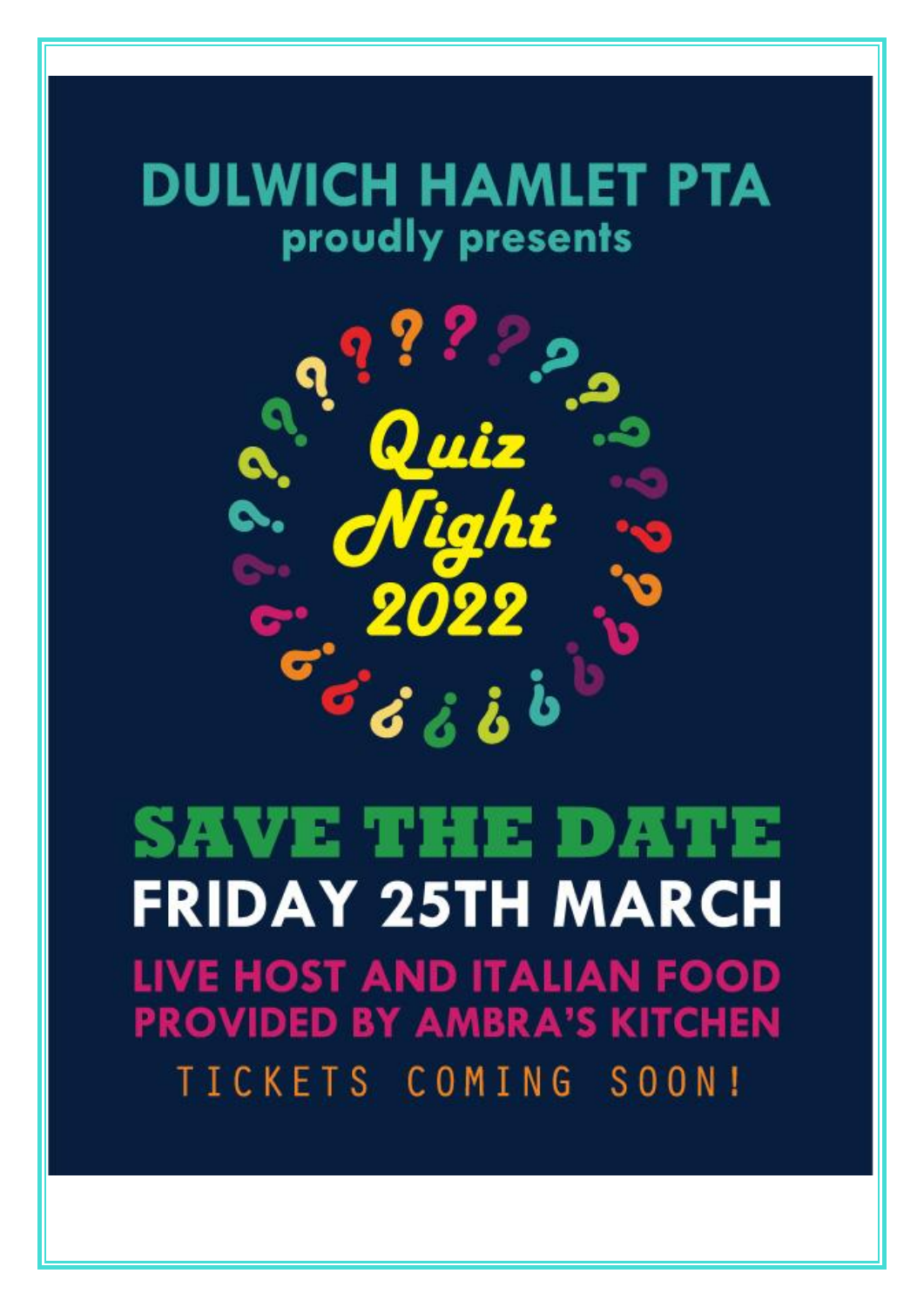# DULWICH HAMLET PTA

proudly presents

## Quiz Night 2022

## SAVE THE DATE

**FRIDAY 25TH MARCH**

**LIVE HOST AND ITALIAN FOOD PROVIDED BY AMBRA'S KITCHEN**

TICKETS COMING SOON!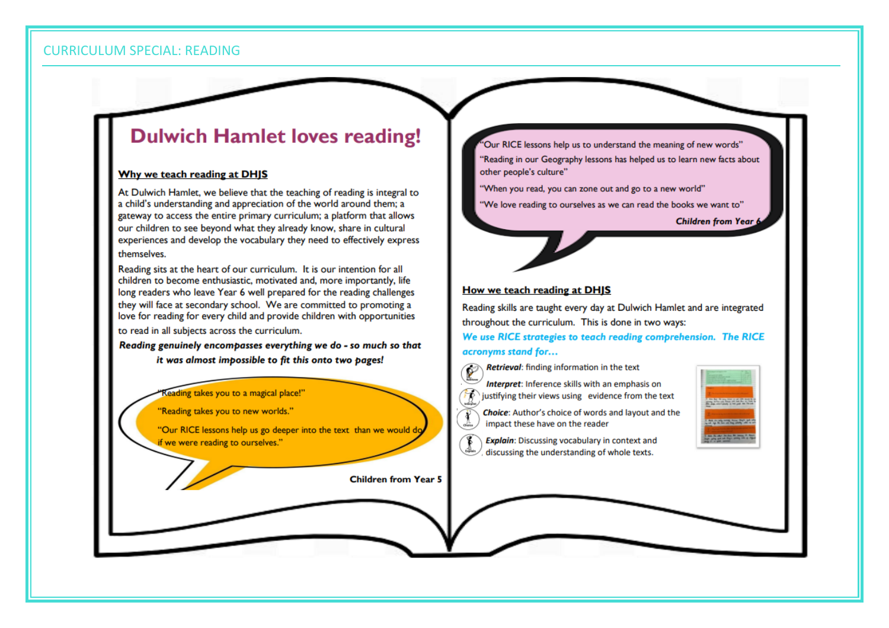CURRICULUM SPECIAL: READING

# Dulwich Hamlet loves reading!

## Why we teach reading at DHJS

At Dulwich Hamlet, we believe that the teaching of reading is integral to a child's understanding and appreciation of the world around them; a gateway to access the entire primary curriculum; a platform that allows our children to see beyond what they already know, share in cultural experiences and develop the vocabulary they need to effectively express themselves.

Reading sits at the heart of our curriculum. It is our intention for all children to become enthusiastic, motivated and, more importantly, life long readers who leave Year 6 well prepared for the reading challenges they will face at secondary school. We are committed to promoting a love for reading for every child and provide children with opportunities to read in all subjects across the curriculum.

***Reading genuinely encompasses everything we do - so much so that it was almost impossible to fit this onto two pages!***

"Reading takes you to a magical place!"

"Reading takes you to new worlds."

"Our RICE lessons help us go deeper into the text than we would do if we were reading to ourselves."

**Children from Year 5**

"Our RICE lessons help us to understand the meaning of new words"

"Reading in our Geography lessons has helped us to learn new facts about other people's culture"

"When you read, you can zone out and go to a new world"

"We love reading to ourselves as we can read the books we want to"

***Children from Year 6***

## How we teach reading at DHJS

Reading skills are taught every day at Dulwich Hamlet and are integrated throughout the curriculum. This is done in two ways:

***We use RICE strategies to teach reading comprehension. The RICE acronyms stand for…***

- ***Retrieval***: finding information in the text
- ***Interpret***: Inference skills with an emphasis on justifying their views using evidence from the text
- ***Choice***: Author's choice of words and layout and the impact these have on the reader
- ***Explain***: Discussing vocabulary in context and discussing the understanding of whole texts.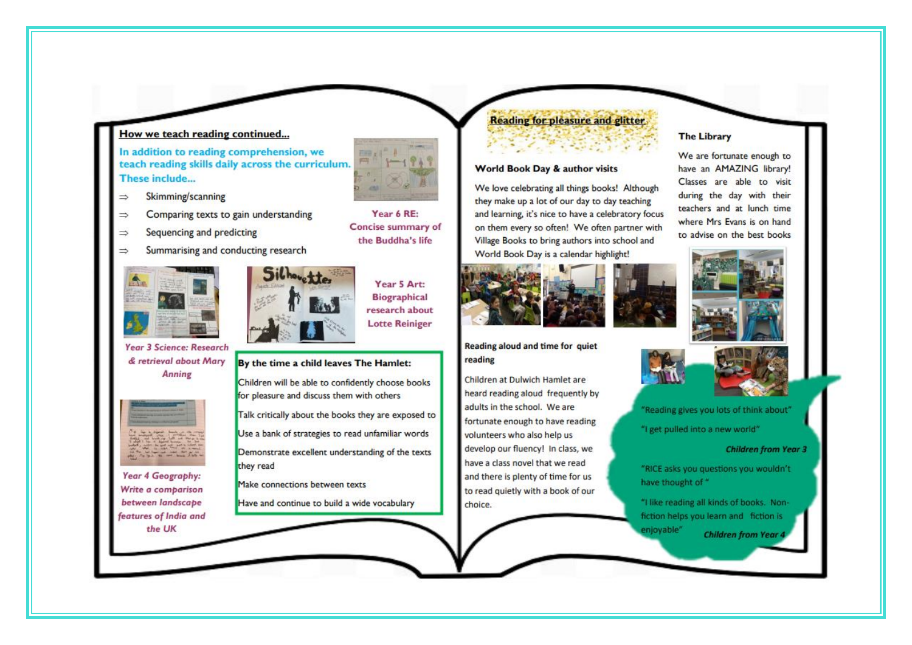## How we teach reading continued...

**In addition to reading comprehension, we teach reading skills daily across the curriculum. These include...**

- ⇒ Skimming/scanning
- ⇒ Comparing texts to gain understanding
- ⇒ Sequencing and predicting
- ⇒ Summarising and conducting research

**Year 6 RE: Concise summary of the Buddha's life**

**Year 5 Art: Biographical research about Lotte Reiniger**

*Year 3 Science: Research & retrieval about Mary Anning*

*Year 4 Geography: Write a comparison between landscape features of India and the UK*

**By the time a child leaves The Hamlet:**

Children will be able to confidently choose books for pleasure and discuss them with others

Talk critically about the books they are exposed to

Use a bank of strategies to read unfamiliar words

Demonstrate excellent understanding of the texts they read

Make connections between texts

Have and continue to build a wide vocabulary

## Reading for pleasure and glitter

### World Book Day & author visits

We love celebrating all things books! Although they make up a lot of our day to day teaching and learning, it's nice to have a celebratory focus on them every so often! We often partner with Village Books to bring authors into school and World Book Day is a calendar highlight!

### The Library

We are fortunate enough to have an AMAZING library! Classes are able to visit during the day with their teachers and at lunch time where Mrs Evans is on hand to advise on the best books

### Reading aloud and time for quiet reading

Children at Dulwich Hamlet are heard reading aloud frequently by adults in the school. We are fortunate enough to have reading volunteers who also help us develop our fluency! In class, we have a class novel that we read and there is plenty of time for us to read quietly with a book of our choice.

"Reading gives you lots of think about"

"I get pulled into a new world"

***Children from Year 3***

"RICE asks you questions you wouldn't have thought of "

"I like reading all kinds of books. Non-fiction helps you learn and fiction is enjoyable"

***Children from Year 4***